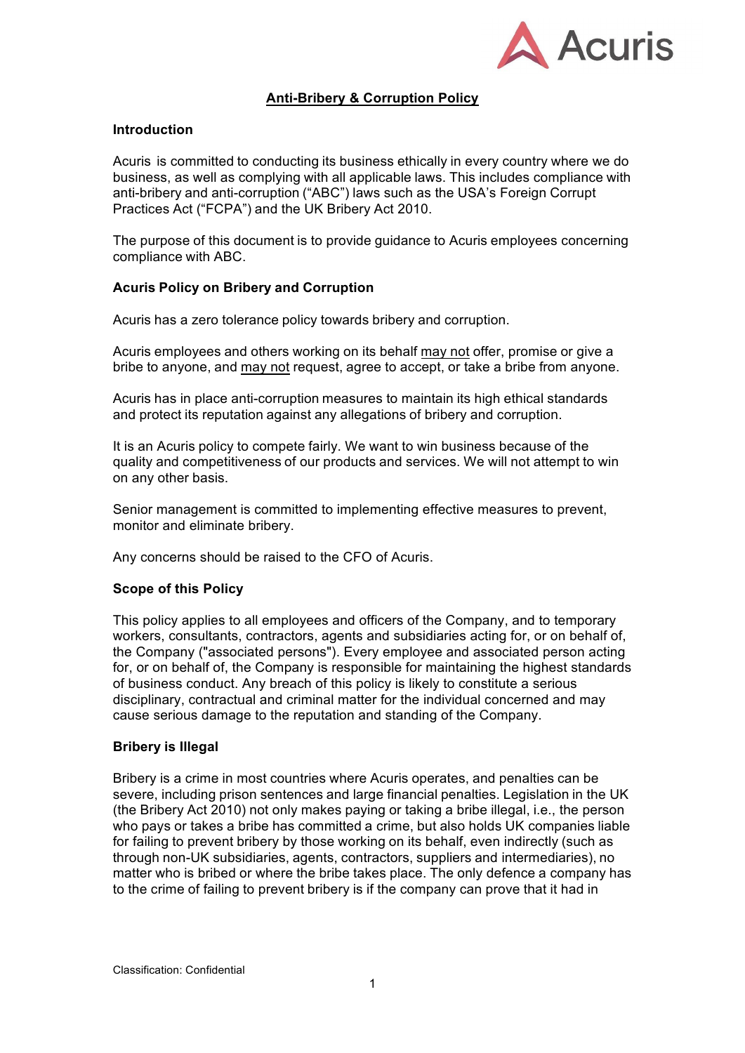# Anti-Bribery & Corruption Policy

## Introduction

Acuris is committed to conducting its business ethically in every country where we do business, as well as complying with all applicable laws. This includes compliance with anti-bribery and anti-corruption ("ABC") laws such as the USA's Foreign Corrupt Practices Act ("FCPA") and the UK Bribery Act 2010.

The purpose of this document is to provide guidance to Acuris employees concerning compliance with ABC.

## Acuris Policy on Bribery and Corruption

Acuris has a zero tolerance policy towards bribery and corruption.

Acuris employees and others working on its behalf may not offer, promise or give a bribe to anyone, and may not request, agree to accept, or take a bribe from anyone.

Acuris has in place anti-corruption measures to maintain its high ethical standards and protect its reputation against any allegations of bribery and corruption.

It is an Acuris policy to compete fairly. We want to win business because of the quality and competitiveness of our products and services. We will not attempt to win on any other basis.

Senior management is committed to implementing effective measures to prevent, monitor and eliminate bribery.

Any concerns should be raised to the CFO of Acuris.

## Scope of this Policy

This policy applies to all employees and officers of the Company, and to temporary workers, consultants, contractors, agents and subsidiaries acting for, or on behalf of, the Company ("associated persons"). Every employee and associated person acting for, or on behalf of, the Company is responsible for maintaining the highest standards of business conduct. Any breach of this policy is likely to constitute a serious disciplinary, contractual and criminal matter for the individual concerned and may cause serious damage to the reputation and standing of the Company.

## Bribery is Illegal

Bribery is a crime in most countries where Acuris operates, and penalties can be severe, including prison sentences and large financial penalties. Legislation in the UK (the Bribery Act 2010) not only makes paying or taking a bribe illegal, i.e., the person who pays or takes a bribe has committed a crime, but also holds UK companies liable for failing to prevent bribery by those working on its behalf, even indirectly (such as through non-UK subsidiaries, agents, contractors, suppliers and intermediaries), no matter who is bribed or where the bribe takes place. The only defence a company has to the crime of failing to prevent bribery is if the company can prove that it had in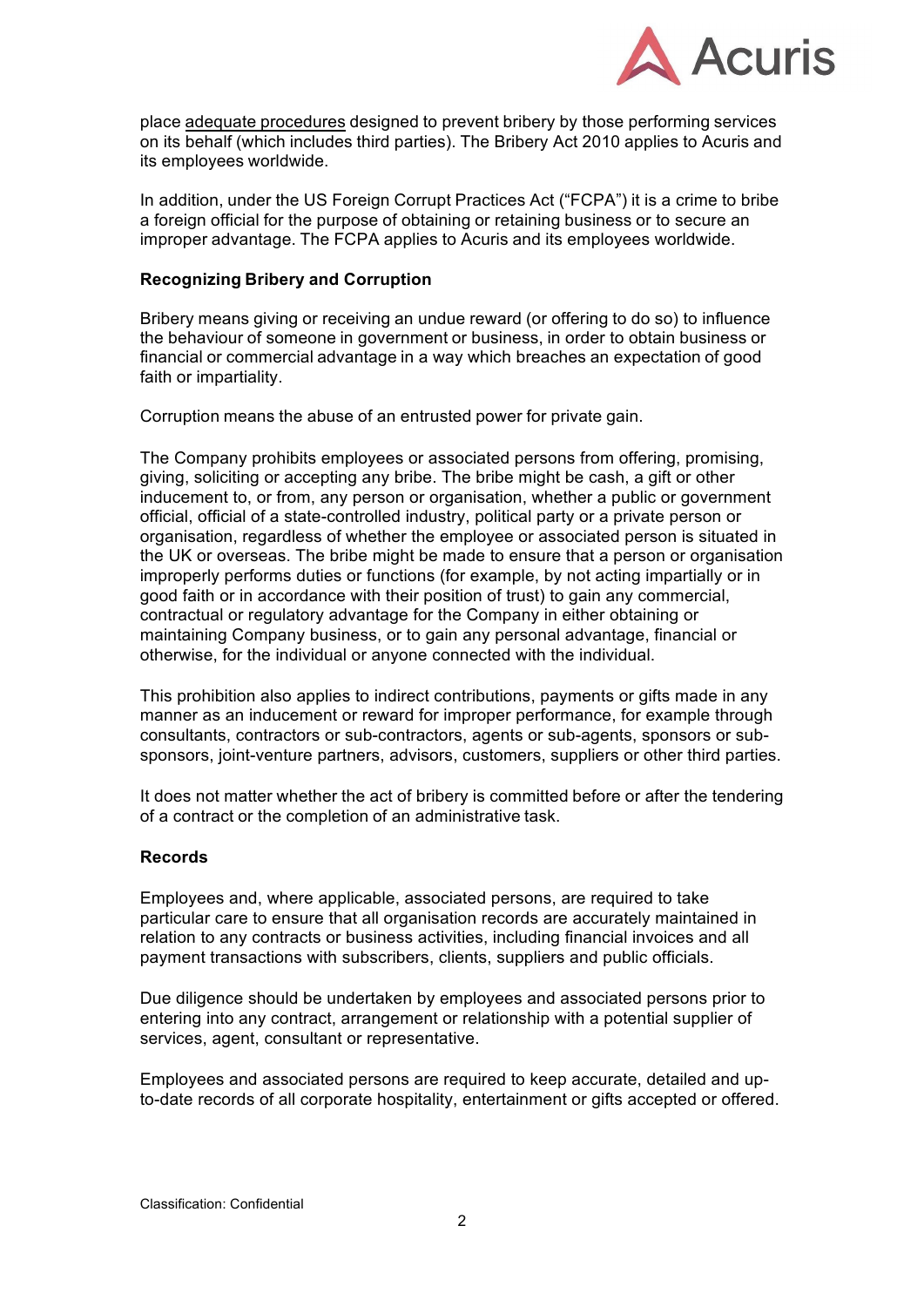place adequate procedures designed to prevent bribery by those performing services on its behalf (which includes third parties). The Bribery Act 2010 applies to Acuris and its employees worldwide.

In addition, under the US Foreign Corrupt Practices Act ("FCPA") it is a crime to bribe a foreign official for the purpose of obtaining or retaining business or to secure an improper advantage. The FCPA applies to Acuris and its employees worldwide.

**Recognizing Bribery and Corruption**

Bribery means giving or receiving an undue reward (or offering to do so) to influence the behaviour of someone in government or business, in order to obtain business or financial or commercial advantage in a way which breaches an expectation of good faith or impartiality.

Corruption means the abuse of an entrusted power for private gain.

The Company prohibits employees or associated persons from offering, promising, giving, soliciting or accepting any bribe. The bribe might be cash, a gift or other inducement to, or from, any person or organisation, whether a public or government official, official of a state-controlled industry, political party or a private person or organisation, regardless of whether the employee or associated person is situated in the UK or overseas. The bribe might be made to ensure that a person or organisation improperly performs duties or functions (for example, by not acting impartially or in good faith or in accordance with their position of trust) to gain any commercial, contractual or regulatory advantage for the Company in either obtaining or maintaining Company business, or to gain any personal advantage, financial or otherwise, for the individual or anyone connected with the individual.

This prohibition also applies to indirect contributions, payments or gifts made in any manner as an inducement or reward for improper performance, for example through consultants, contractors or sub-contractors, agents or sub-agents, sponsors or sub-sponsors, joint-venture partners, advisors, customers, suppliers or other third parties.

It does not matter whether the act of bribery is committed before or after the tendering of a contract or the completion of an administrative task.

**Records**

Employees and, where applicable, associated persons, are required to take particular care to ensure that all organisation records are accurately maintained in relation to any contracts or business activities, including financial invoices and all payment transactions with subscribers, clients, suppliers and public officials.

Due diligence should be undertaken by employees and associated persons prior to entering into any contract, arrangement or relationship with a potential supplier of services, agent, consultant or representative.

Employees and associated persons are required to keep accurate, detailed and up-to-date records of all corporate hospitality, entertainment or gifts accepted or offered.

Classification: Confidential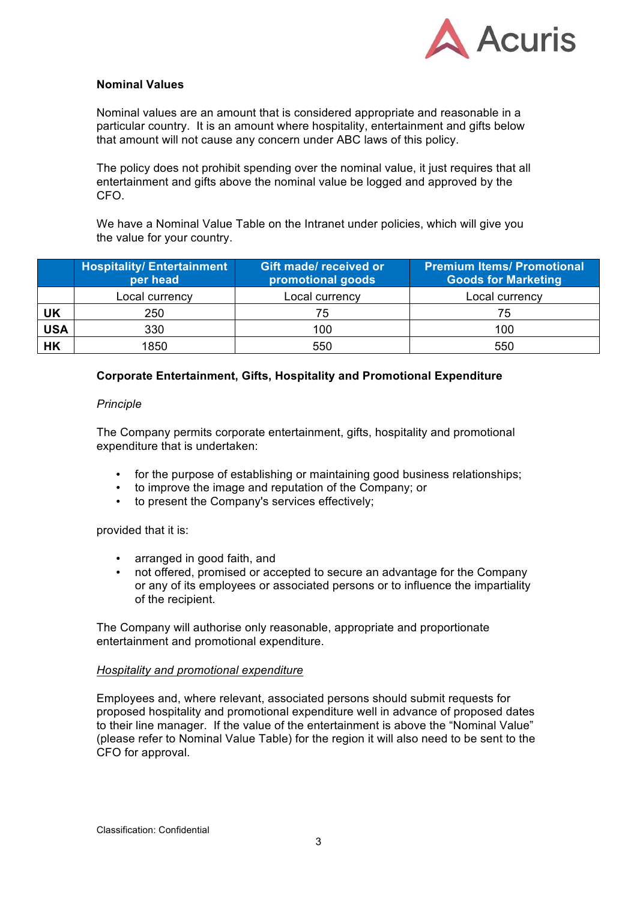**Nominal Values**

Nominal values are an amount that is considered appropriate and reasonable in a particular country. It is an amount where hospitality, entertainment and gifts below that amount will not cause any concern under ABC laws of this policy.

The policy does not prohibit spending over the nominal value, it just requires that all entertainment and gifts above the nominal value be logged and approved by the CFO.

We have a Nominal Value Table on the Intranet under policies, which will give you the value for your country.

| | Hospitality/ Entertainment per head | Gift made/ received or promotional goods | Premium Items/ Promotional Goods for Marketing |
|---|---|---|---|
| | Local currency | Local currency | Local currency |
| **UK** | 250 | 75 | 75 |
| **USA** | 330 | 100 | 100 |
| **HK** | 1850 | 550 | 550 |

**Corporate Entertainment, Gifts, Hospitality and Promotional Expenditure**

*Principle*

The Company permits corporate entertainment, gifts, hospitality and promotional expenditure that is undertaken:

- for the purpose of establishing or maintaining good business relationships;
- to improve the image and reputation of the Company; or
- to present the Company's services effectively;

provided that it is:

- arranged in good faith, and
- not offered, promised or accepted to secure an advantage for the Company or any of its employees or associated persons or to influence the impartiality of the recipient.

The Company will authorise only reasonable, appropriate and proportionate entertainment and promotional expenditure.

*Hospitality and promotional expenditure*

Employees and, where relevant, associated persons should submit requests for proposed hospitality and promotional expenditure well in advance of proposed dates to their line manager. If the value of the entertainment is above the "Nominal Value" (please refer to Nominal Value Table) for the region it will also need to be sent to the CFO for approval.

Classification: Confidential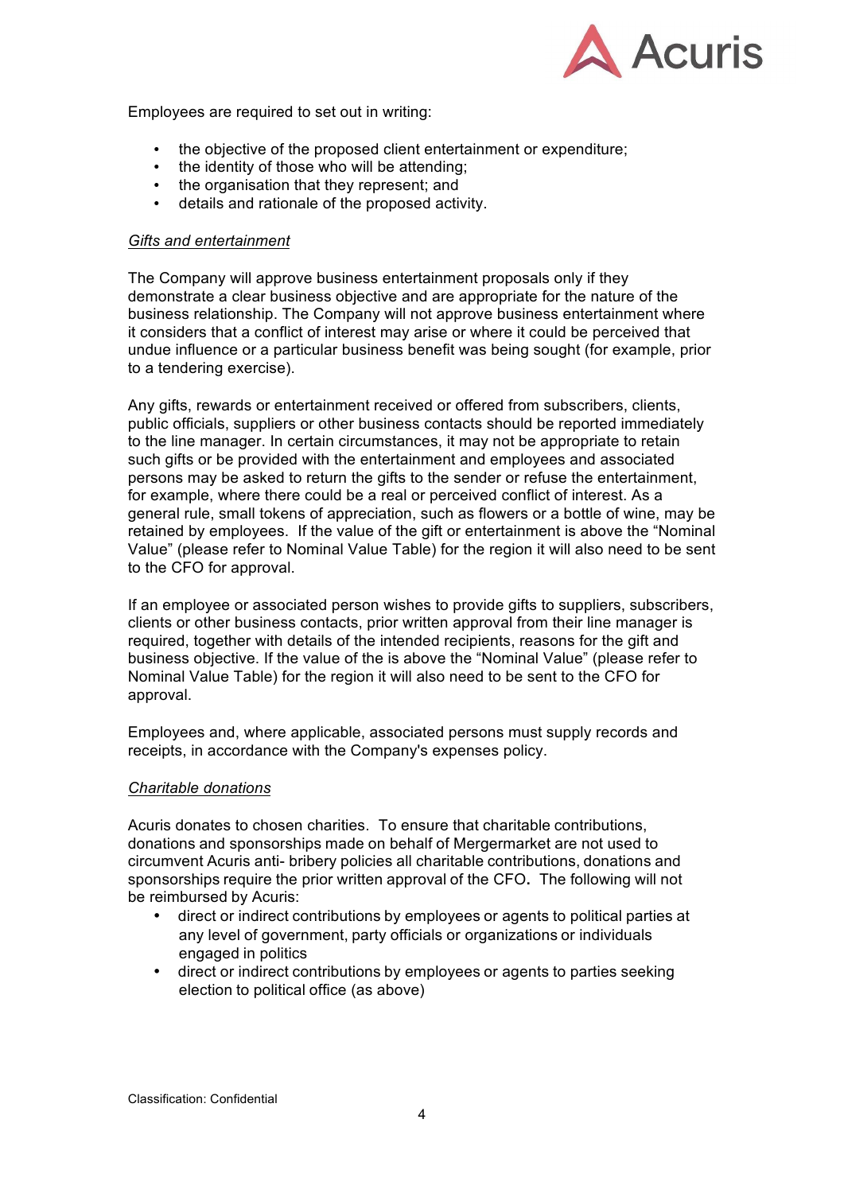Employees are required to set out in writing:

- the objective of the proposed client entertainment or expenditure;
- the identity of those who will be attending;
- the organisation that they represent; and
- details and rationale of the proposed activity.

*Gifts and entertainment*

The Company will approve business entertainment proposals only if they demonstrate a clear business objective and are appropriate for the nature of the business relationship. The Company will not approve business entertainment where it considers that a conflict of interest may arise or where it could be perceived that undue influence or a particular business benefit was being sought (for example, prior to a tendering exercise).

Any gifts, rewards or entertainment received or offered from subscribers, clients, public officials, suppliers or other business contacts should be reported immediately to the line manager. In certain circumstances, it may not be appropriate to retain such gifts or be provided with the entertainment and employees and associated persons may be asked to return the gifts to the sender or refuse the entertainment, for example, where there could be a real or perceived conflict of interest. As a general rule, small tokens of appreciation, such as flowers or a bottle of wine, may be retained by employees. If the value of the gift or entertainment is above the "Nominal Value" (please refer to Nominal Value Table) for the region it will also need to be sent to the CFO for approval.

If an employee or associated person wishes to provide gifts to suppliers, subscribers, clients or other business contacts, prior written approval from their line manager is required, together with details of the intended recipients, reasons for the gift and business objective. If the value of the is above the "Nominal Value" (please refer to Nominal Value Table) for the region it will also need to be sent to the CFO for approval.

Employees and, where applicable, associated persons must supply records and receipts, in accordance with the Company's expenses policy.

*Charitable donations*

Acuris donates to chosen charities. To ensure that charitable contributions, donations and sponsorships made on behalf of Mergermarket are not used to circumvent Acuris anti- bribery policies all charitable contributions, donations and sponsorships require the prior written approval of the CFO**.** The following will not be reimbursed by Acuris:

- direct or indirect contributions by employees or agents to political parties at any level of government, party officials or organizations or individuals engaged in politics
- direct or indirect contributions by employees or agents to parties seeking election to political office (as above)

Classification: Confidential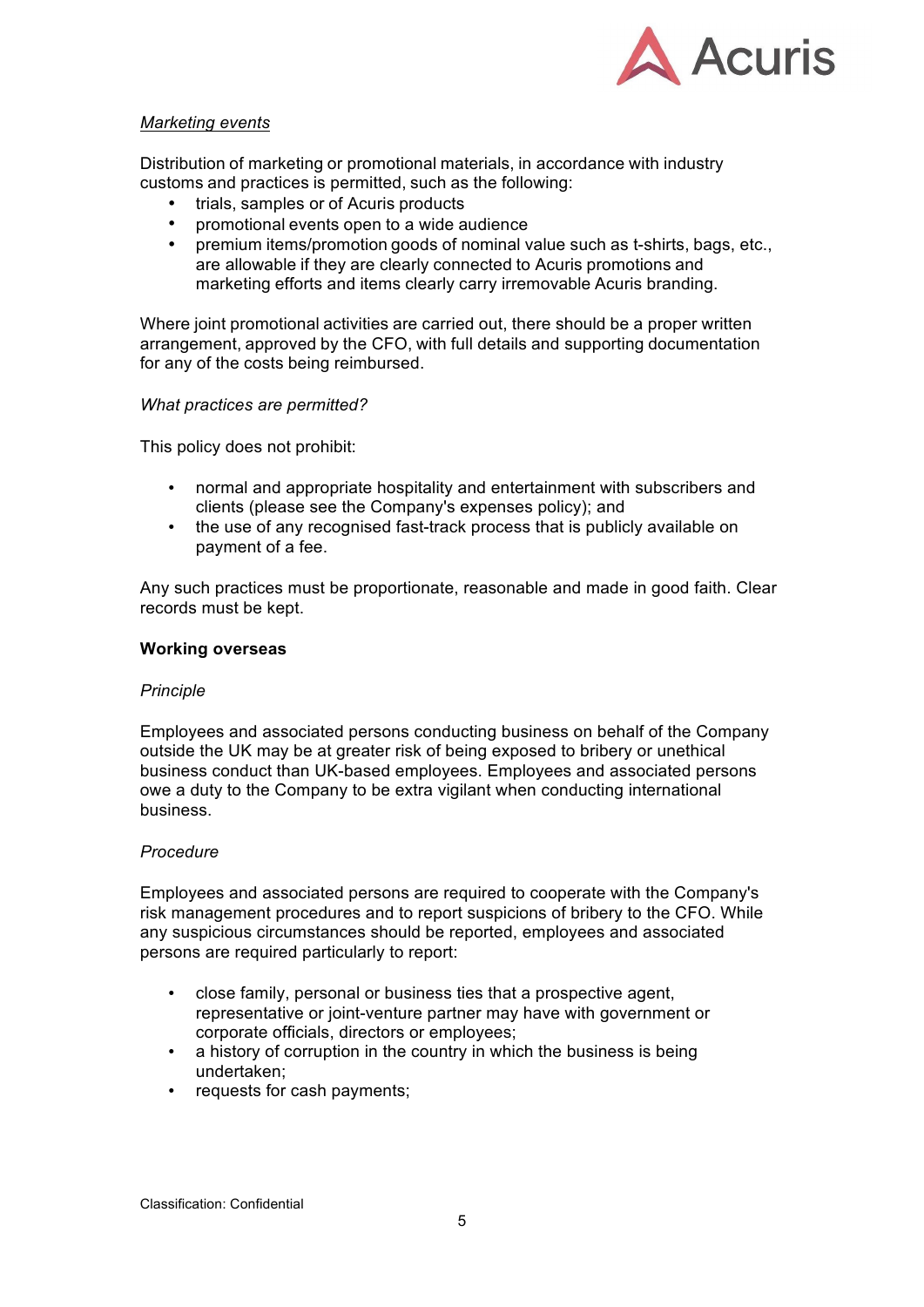*Marketing events*

Distribution of marketing or promotional materials, in accordance with industry customs and practices is permitted, such as the following:

- trials, samples or of Acuris products
- promotional events open to a wide audience
- premium items/promotion goods of nominal value such as t-shirts, bags, etc., are allowable if they are clearly connected to Acuris promotions and marketing efforts and items clearly carry irremovable Acuris branding.

Where joint promotional activities are carried out, there should be a proper written arrangement, approved by the CFO, with full details and supporting documentation for any of the costs being reimbursed.

*What practices are permitted?*

This policy does not prohibit:

- normal and appropriate hospitality and entertainment with subscribers and clients (please see the Company's expenses policy); and
- the use of any recognised fast-track process that is publicly available on payment of a fee.

Any such practices must be proportionate, reasonable and made in good faith. Clear records must be kept.

**Working overseas**

*Principle*

Employees and associated persons conducting business on behalf of the Company outside the UK may be at greater risk of being exposed to bribery or unethical business conduct than UK-based employees. Employees and associated persons owe a duty to the Company to be extra vigilant when conducting international business.

*Procedure*

Employees and associated persons are required to cooperate with the Company's risk management procedures and to report suspicions of bribery to the CFO. While any suspicious circumstances should be reported, employees and associated persons are required particularly to report:

- close family, personal or business ties that a prospective agent, representative or joint-venture partner may have with government or corporate officials, directors or employees;
- a history of corruption in the country in which the business is being undertaken;
- requests for cash payments;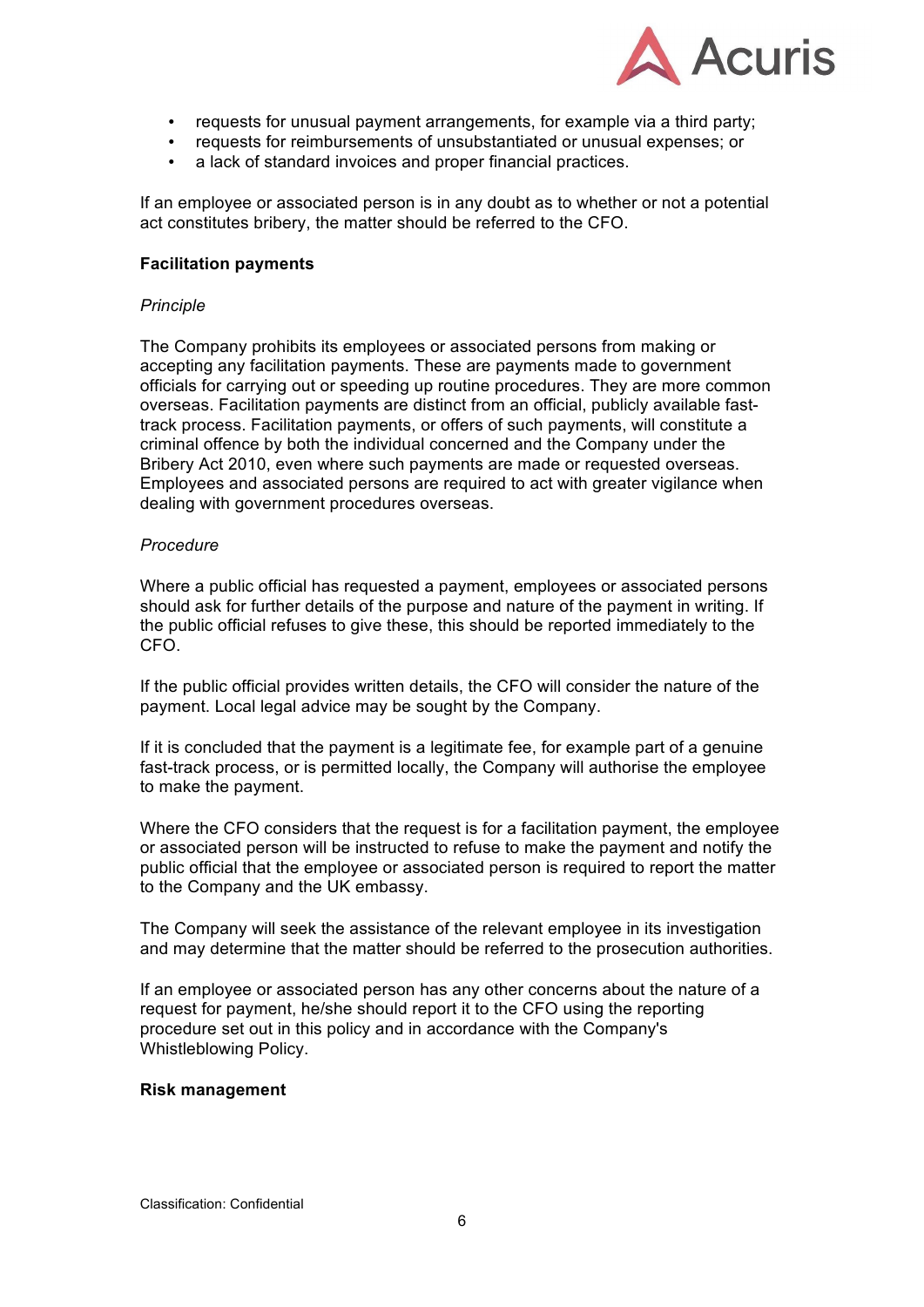- requests for unusual payment arrangements, for example via a third party;
- requests for reimbursements of unsubstantiated or unusual expenses; or
- a lack of standard invoices and proper financial practices.

If an employee or associated person is in any doubt as to whether or not a potential act constitutes bribery, the matter should be referred to the CFO.

**Facilitation payments**

*Principle*

The Company prohibits its employees or associated persons from making or accepting any facilitation payments. These are payments made to government officials for carrying out or speeding up routine procedures. They are more common overseas. Facilitation payments are distinct from an official, publicly available fast-track process. Facilitation payments, or offers of such payments, will constitute a criminal offence by both the individual concerned and the Company under the Bribery Act 2010, even where such payments are made or requested overseas. Employees and associated persons are required to act with greater vigilance when dealing with government procedures overseas.

*Procedure*

Where a public official has requested a payment, employees or associated persons should ask for further details of the purpose and nature of the payment in writing. If the public official refuses to give these, this should be reported immediately to the CFO.

If the public official provides written details, the CFO will consider the nature of the payment. Local legal advice may be sought by the Company.

If it is concluded that the payment is a legitimate fee, for example part of a genuine fast-track process, or is permitted locally, the Company will authorise the employee to make the payment.

Where the CFO considers that the request is for a facilitation payment, the employee or associated person will be instructed to refuse to make the payment and notify the public official that the employee or associated person is required to report the matter to the Company and the UK embassy.

The Company will seek the assistance of the relevant employee in its investigation and may determine that the matter should be referred to the prosecution authorities.

If an employee or associated person has any other concerns about the nature of a request for payment, he/she should report it to the CFO using the reporting procedure set out in this policy and in accordance with the Company's Whistleblowing Policy.

**Risk management**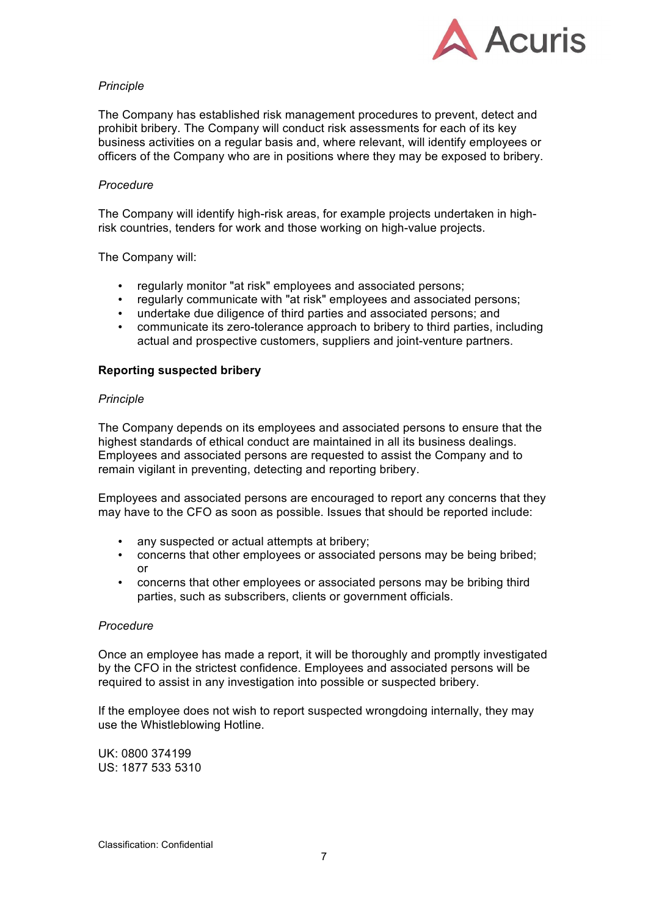*Principle*

The Company has established risk management procedures to prevent, detect and prohibit bribery. The Company will conduct risk assessments for each of its key business activities on a regular basis and, where relevant, will identify employees or officers of the Company who are in positions where they may be exposed to bribery.

*Procedure*

The Company will identify high-risk areas, for example projects undertaken in high-risk countries, tenders for work and those working on high-value projects.

The Company will:

- regularly monitor "at risk" employees and associated persons;
- regularly communicate with "at risk" employees and associated persons;
- undertake due diligence of third parties and associated persons; and
- communicate its zero-tolerance approach to bribery to third parties, including actual and prospective customers, suppliers and joint-venture partners.

**Reporting suspected bribery**

*Principle*

The Company depends on its employees and associated persons to ensure that the highest standards of ethical conduct are maintained in all its business dealings. Employees and associated persons are requested to assist the Company and to remain vigilant in preventing, detecting and reporting bribery.

Employees and associated persons are encouraged to report any concerns that they may have to the CFO as soon as possible. Issues that should be reported include:

- any suspected or actual attempts at bribery;
- concerns that other employees or associated persons may be being bribed; or
- concerns that other employees or associated persons may be bribing third parties, such as subscribers, clients or government officials.

*Procedure*

Once an employee has made a report, it will be thoroughly and promptly investigated by the CFO in the strictest confidence. Employees and associated persons will be required to assist in any investigation into possible or suspected bribery.

If the employee does not wish to report suspected wrongdoing internally, they may use the Whistleblowing Hotline.

UK: 0800 374199
US: 1877 533 5310

Classification: Confidential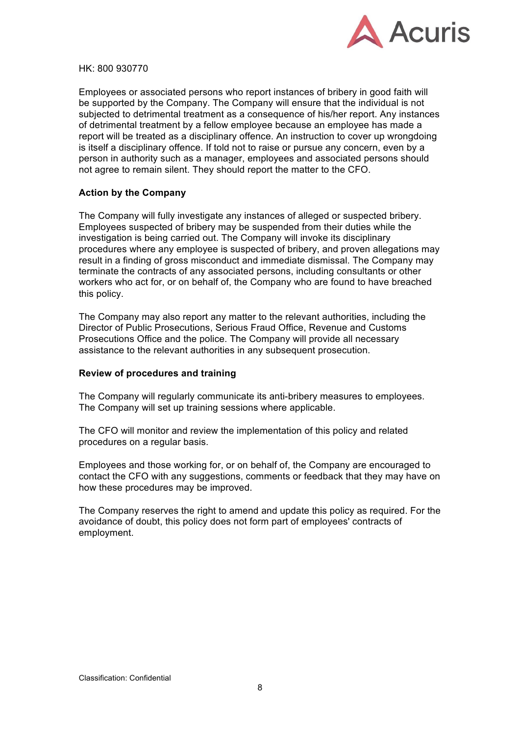HK: 800 930770

Employees or associated persons who report instances of bribery in good faith will be supported by the Company. The Company will ensure that the individual is not subjected to detrimental treatment as a consequence of his/her report. Any instances of detrimental treatment by a fellow employee because an employee has made a report will be treated as a disciplinary offence. An instruction to cover up wrongdoing is itself a disciplinary offence. If told not to raise or pursue any concern, even by a person in authority such as a manager, employees and associated persons should not agree to remain silent. They should report the matter to the CFO.

**Action by the Company**

The Company will fully investigate any instances of alleged or suspected bribery. Employees suspected of bribery may be suspended from their duties while the investigation is being carried out. The Company will invoke its disciplinary procedures where any employee is suspected of bribery, and proven allegations may result in a finding of gross misconduct and immediate dismissal. The Company may terminate the contracts of any associated persons, including consultants or other workers who act for, or on behalf of, the Company who are found to have breached this policy.

The Company may also report any matter to the relevant authorities, including the Director of Public Prosecutions, Serious Fraud Office, Revenue and Customs Prosecutions Office and the police. The Company will provide all necessary assistance to the relevant authorities in any subsequent prosecution.

**Review of procedures and training**

The Company will regularly communicate its anti-bribery measures to employees. The Company will set up training sessions where applicable.

The CFO will monitor and review the implementation of this policy and related procedures on a regular basis.

Employees and those working for, or on behalf of, the Company are encouraged to contact the CFO with any suggestions, comments or feedback that they may have on how these procedures may be improved.

The Company reserves the right to amend and update this policy as required. For the avoidance of doubt, this policy does not form part of employees' contracts of employment.